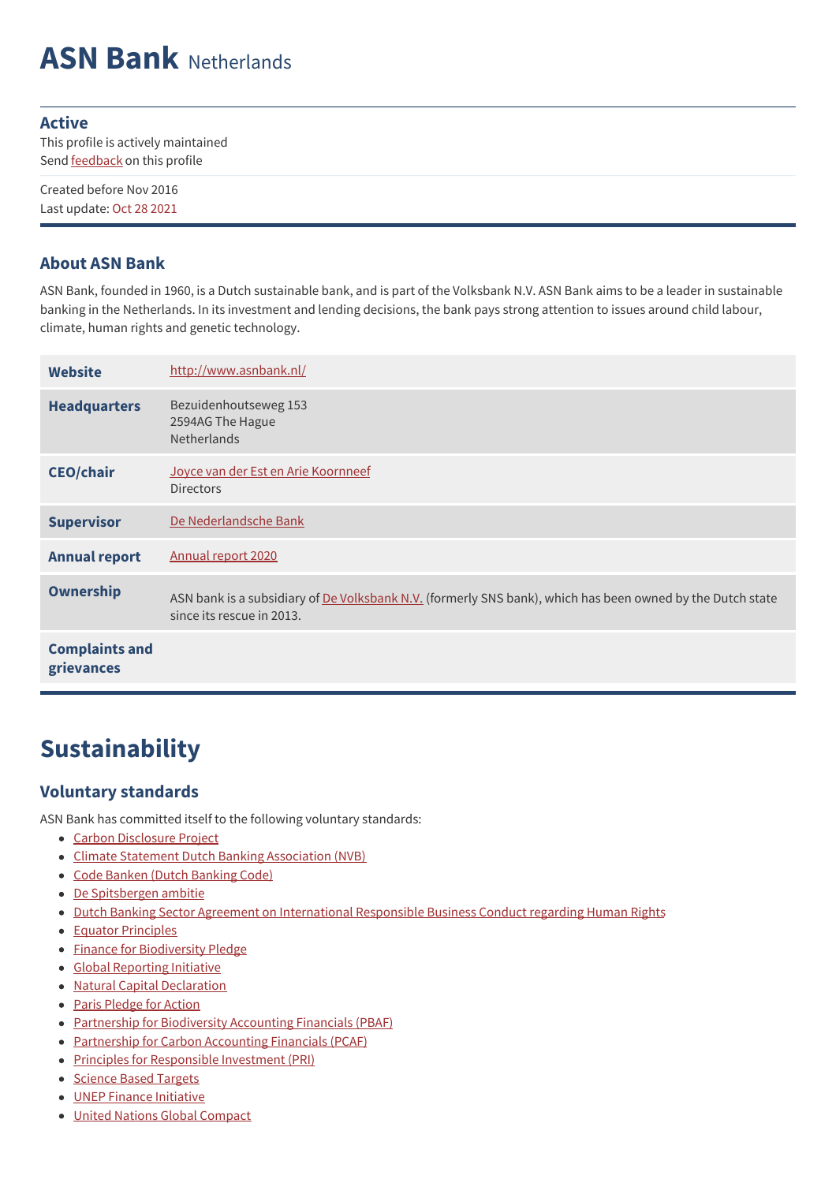# ASN Bank Netherlands

**Active**

This profile is actively maintained

Send feedback on this profile

Created before Nov 2016

Last update: Oct 28 2021

## About ASN Bank

ASN Bank, founded in 1960, is a Dutch sustainable bank, and is part of the Volksbank N.V. ASN Bank aims to be a leader in sustainable banking in the Netherlands. In its investment and lending decisions, the bank pays strong attention to issues around child labour, climate, human rights and genetic technology.

| | |
|---|---|
| **Website** | http://www.asnbank.nl/ |
| **Headquarters** | Bezuidenhoutseweg 153<br>2594AG The Hague<br>Netherlands |
| **CEO/chair** | Joyce van der Est en Arie Koornneef<br>Directors |
| **Supervisor** | De Nederlandsche Bank |
| **Annual report** | Annual report 2020 |
| **Ownership** | ASN bank is a subsidiary of De Volksbank N.V. (formerly SNS bank), which has been owned by the Dutch state since its rescue in 2013. |
| **Complaints and grievances** | |

# Sustainability

## Voluntary standards

ASN Bank has committed itself to the following voluntary standards:

- Carbon Disclosure Project
- Climate Statement Dutch Banking Association (NVB)
- Code Banken (Dutch Banking Code)
- De Spitsbergen ambitie
- Dutch Banking Sector Agreement on International Responsible Business Conduct regarding Human Rights
- Equator Principles
- Finance for Biodiversity Pledge
- Global Reporting Initiative
- Natural Capital Declaration
- Paris Pledge for Action
- Partnership for Biodiversity Accounting Financials (PBAF)
- Partnership for Carbon Accounting Financials (PCAF)
- Principles for Responsible Investment (PRI)
- Science Based Targets
- UNEP Finance Initiative
- United Nations Global Compact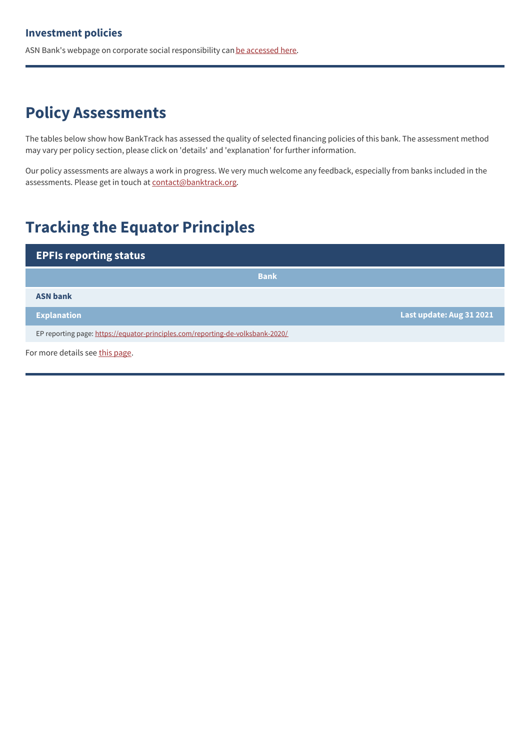### Investment policies

ASN Bank's webpage on corporate social responsibility can be accessed here.

## Policy Assessments

The tables below show how BankTrack has assessed the quality of selected financing policies of this bank. The assessment method may vary per policy section, please click on 'details' and 'explanation' for further information.

Our policy assessments are always a work in progress. We very much welcome any feedback, especially from banks included in the assessments. Please get in touch at contact@banktrack.org.

## Tracking the Equator Principles

| EPFIs reporting status | |
|---|---|
| **Bank** | |
| **ASN bank** | |
| **Explanation** | **Last update: Aug 31 2021** |
| EP reporting page: https://equator-principles.com/reporting-de-volksbank-2020/ | |

For more details see this page.